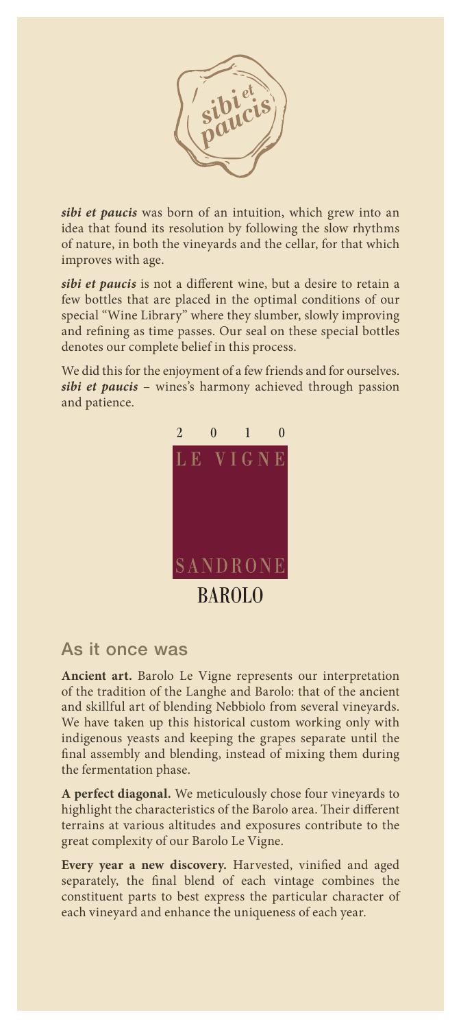*sibi et paucis* was born of an intuition, which grew into an idea that found its resolution by following the slow rhythms of nature, in both the vineyards and the cellar, for that which improves with age.

*sibi et paucis* is not a different wine, but a desire to retain a few bottles that are placed in the optimal conditions of our special "Wine Library" where they slumber, slowly improving and refining as time passes. Our seal on these special bottles denotes our complete belief in this process.

We did this for the enjoyment of a few friends and for ourselves. *sibi et paucis* – wines's harmony achieved through passion and patience.

2 0 1 0

LE VIGNE

SANDRONE

BAROLO

## As it once was

**Ancient art.** Barolo Le Vigne represents our interpretation of the tradition of the Langhe and Barolo: that of the ancient and skillful art of blending Nebbiolo from several vineyards. We have taken up this historical custom working only with indigenous yeasts and keeping the grapes separate until the final assembly and blending, instead of mixing them during the fermentation phase.

**A perfect diagonal.** We meticulously chose four vineyards to highlight the characteristics of the Barolo area. Their different terrains at various altitudes and exposures contribute to the great complexity of our Barolo Le Vigne.

**Every year a new discovery.** Harvested, vinified and aged separately, the final blend of each vintage combines the constituent parts to best express the particular character of each vineyard and enhance the uniqueness of each year.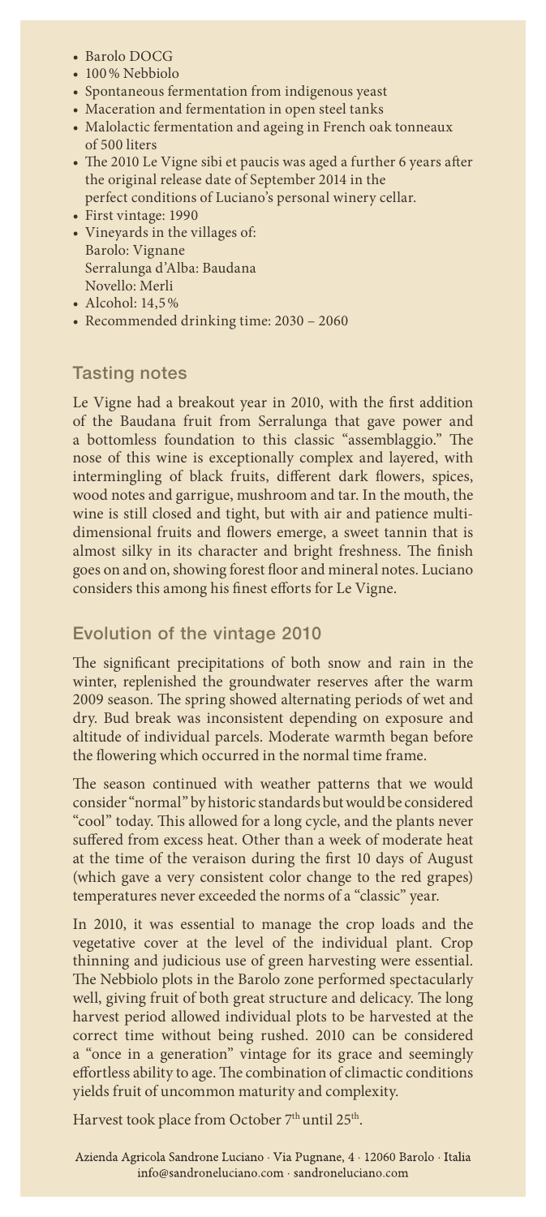- Barolo DOCG
- 100 % Nebbiolo
- Spontaneous fermentation from indigenous yeast
- Maceration and fermentation in open steel tanks
- Malolactic fermentation and ageing in French oak tonneaux of 500 liters
- The 2010 Le Vigne sibi et paucis was aged a further 6 years after the original release date of September 2014 in the perfect conditions of Luciano's personal winery cellar.
- First vintage: 1990
- Vineyards in the villages of:
  Barolo: Vignane
  Serralunga d'Alba: Baudana
  Novello: Merli
- Alcohol: 14,5 %
- Recommended drinking time: 2030 – 2060

## Tasting notes

Le Vigne had a breakout year in 2010, with the first addition of the Baudana fruit from Serralunga that gave power and a bottomless foundation to this classic "assemblaggio." The nose of this wine is exceptionally complex and layered, with intermingling of black fruits, different dark flowers, spices, wood notes and garrigue, mushroom and tar. In the mouth, the wine is still closed and tight, but with air and patience multi-dimensional fruits and flowers emerge, a sweet tannin that is almost silky in its character and bright freshness. The finish goes on and on, showing forest floor and mineral notes. Luciano considers this among his finest efforts for Le Vigne.

## Evolution of the vintage 2010

The significant precipitations of both snow and rain in the winter, replenished the groundwater reserves after the warm 2009 season. The spring showed alternating periods of wet and dry. Bud break was inconsistent depending on exposure and altitude of individual parcels. Moderate warmth began before the flowering which occurred in the normal time frame.

The season continued with weather patterns that we would consider "normal" by historic standards but would be considered "cool" today. This allowed for a long cycle, and the plants never suffered from excess heat. Other than a week of moderate heat at the time of the veraison during the first 10 days of August (which gave a very consistent color change to the red grapes) temperatures never exceeded the norms of a "classic" year.

In 2010, it was essential to manage the crop loads and the vegetative cover at the level of the individual plant. Crop thinning and judicious use of green harvesting were essential. The Nebbiolo plots in the Barolo zone performed spectacularly well, giving fruit of both great structure and delicacy. The long harvest period allowed individual plots to be harvested at the correct time without being rushed. 2010 can be considered a "once in a generation" vintage for its grace and seemingly effortless ability to age. The combination of climactic conditions yields fruit of uncommon maturity and complexity.

Harvest took place from October 7th until 25th.

Azienda Agricola Sandrone Luciano · Via Pugnane, 4 · 12060 Barolo · Italia
info@sandroneluciano.com · sandroneluciano.com